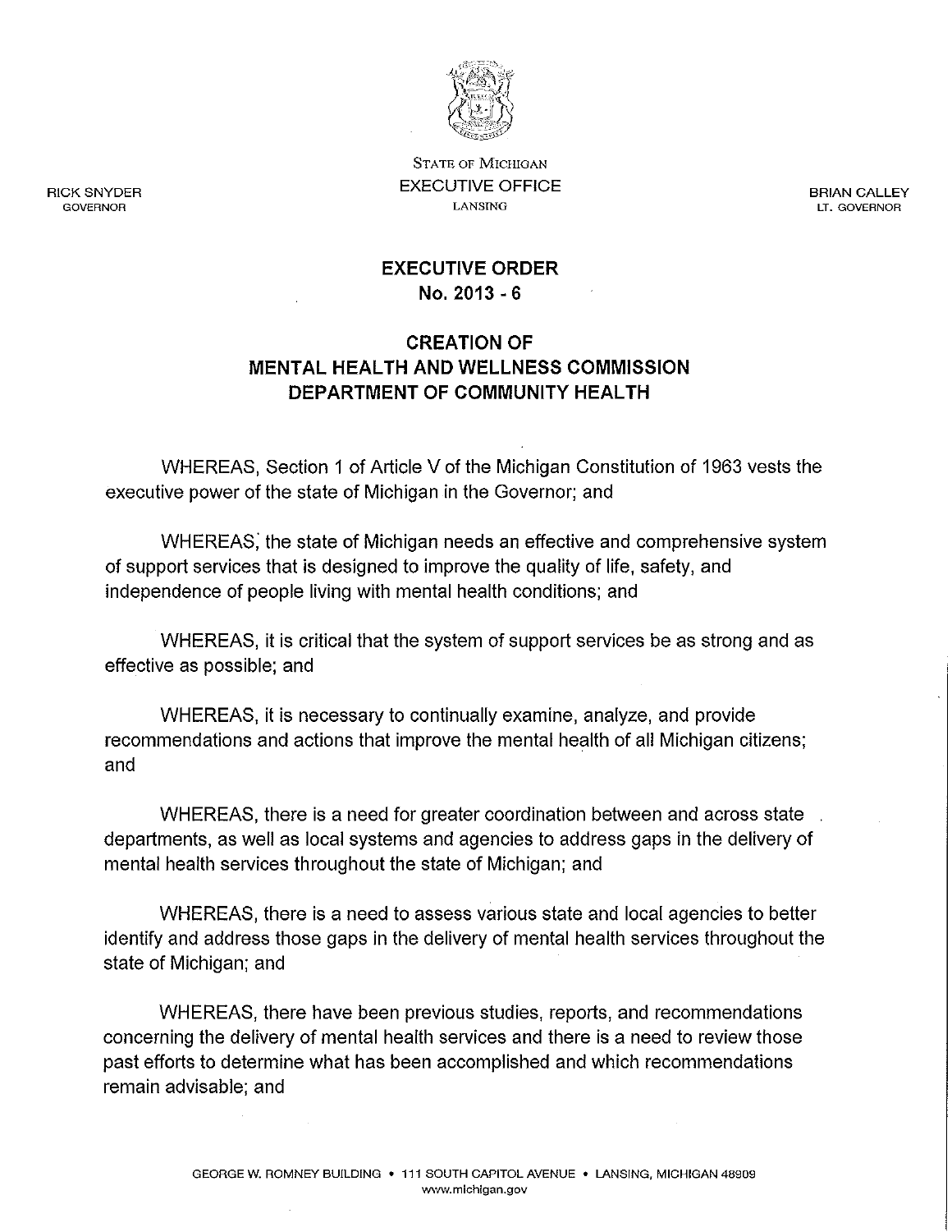STATE OF MICHIGAN
EXECUTIVE OFFICE
LANSING

RICK SNYDER
GOVERNOR

BRIAN CALLEY
LT. GOVERNOR

# EXECUTIVE ORDER
## No. 2013 - 6

## CREATION OF MENTAL HEALTH AND WELLNESS COMMISSION DEPARTMENT OF COMMUNITY HEALTH

WHEREAS, Section 1 of Article V of the Michigan Constitution of 1963 vests the executive power of the state of Michigan in the Governor; and

WHEREAS, the state of Michigan needs an effective and comprehensive system of support services that is designed to improve the quality of life, safety, and independence of people living with mental health conditions; and

WHEREAS, it is critical that the system of support services be as strong and as effective as possible; and

WHEREAS, it is necessary to continually examine, analyze, and provide recommendations and actions that improve the mental health of all Michigan citizens; and

WHEREAS, there is a need for greater coordination between and across state departments, as well as local systems and agencies to address gaps in the delivery of mental health services throughout the state of Michigan; and

WHEREAS, there is a need to assess various state and local agencies to better identify and address those gaps in the delivery of mental health services throughout the state of Michigan; and

WHEREAS, there have been previous studies, reports, and recommendations concerning the delivery of mental health services and there is a need to review those past efforts to determine what has been accomplished and which recommendations remain advisable; and

GEORGE W. ROMNEY BUILDING • 111 SOUTH CAPITOL AVENUE • LANSING, MICHIGAN 48909
www.michigan.gov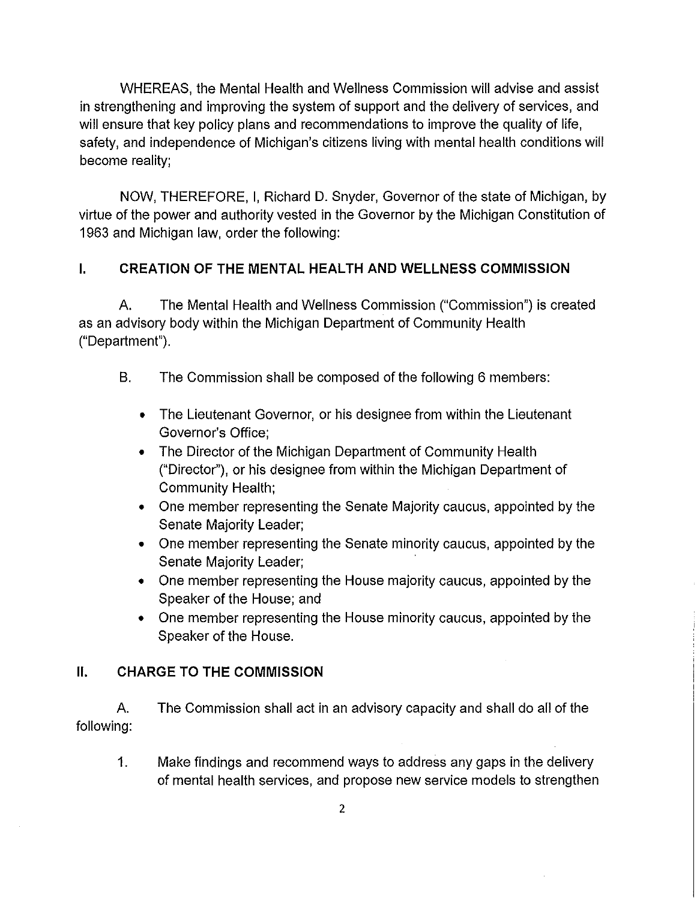WHEREAS, the Mental Health and Wellness Commission will advise and assist in strengthening and improving the system of support and the delivery of services, and will ensure that key policy plans and recommendations to improve the quality of life, safety, and independence of Michigan's citizens living with mental health conditions will become reality;

NOW, THEREFORE, I, Richard D. Snyder, Governor of the state of Michigan, by virtue of the power and authority vested in the Governor by the Michigan Constitution of 1963 and Michigan law, order the following:

## I. CREATION OF THE MENTAL HEALTH AND WELLNESS COMMISSION

A. The Mental Health and Wellness Commission ("Commission") is created as an advisory body within the Michigan Department of Community Health ("Department").

B. The Commission shall be composed of the following 6 members:

- The Lieutenant Governor, or his designee from within the Lieutenant Governor's Office;
- The Director of the Michigan Department of Community Health ("Director"), or his designee from within the Michigan Department of Community Health;
- One member representing the Senate Majority caucus, appointed by the Senate Majority Leader;
- One member representing the Senate minority caucus, appointed by the Senate Majority Leader;
- One member representing the House majority caucus, appointed by the Speaker of the House; and
- One member representing the House minority caucus, appointed by the Speaker of the House.

## II. CHARGE TO THE COMMISSION

A. The Commission shall act in an advisory capacity and shall do all of the following:

1. Make findings and recommend ways to address any gaps in the delivery of mental health services, and propose new service models to strengthen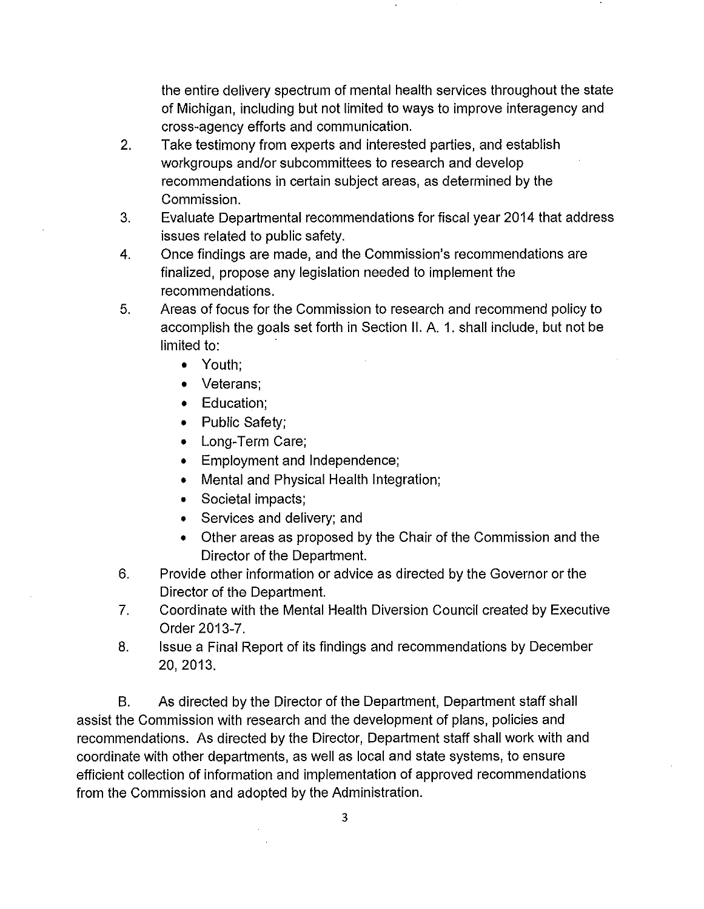the entire delivery spectrum of mental health services throughout the state of Michigan, including but not limited to ways to improve interagency and cross-agency efforts and communication.

2. Take testimony from experts and interested parties, and establish workgroups and/or subcommittees to research and develop recommendations in certain subject areas, as determined by the Commission.
3. Evaluate Departmental recommendations for fiscal year 2014 that address issues related to public safety.
4. Once findings are made, and the Commission's recommendations are finalized, propose any legislation needed to implement the recommendations.
5. Areas of focus for the Commission to research and recommend policy to accomplish the goals set forth in Section II. A. 1. shall include, but not be limited to:
   - Youth;
   - Veterans;
   - Education;
   - Public Safety;
   - Long-Term Care;
   - Employment and Independence;
   - Mental and Physical Health Integration;
   - Societal impacts;
   - Services and delivery; and
   - Other areas as proposed by the Chair of the Commission and the Director of the Department.
6. Provide other information or advice as directed by the Governor or the Director of the Department.
7. Coordinate with the Mental Health Diversion Council created by Executive Order 2013-7.
8. Issue a Final Report of its findings and recommendations by December 20, 2013.

B. As directed by the Director of the Department, Department staff shall assist the Commission with research and the development of plans, policies and recommendations. As directed by the Director, Department staff shall work with and coordinate with other departments, as well as local and state systems, to ensure efficient collection of information and implementation of approved recommendations from the Commission and adopted by the Administration.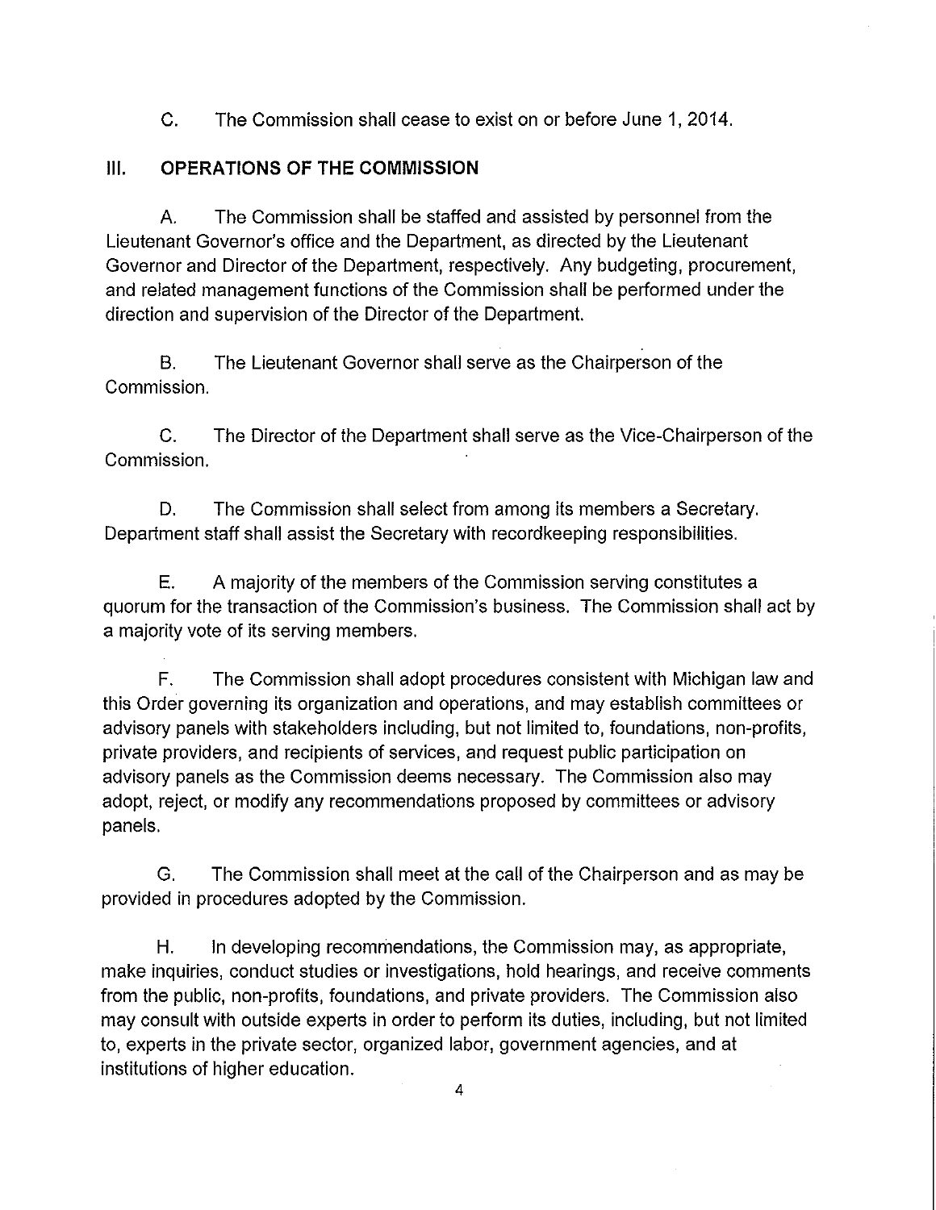C. The Commission shall cease to exist on or before June 1, 2014.

## III. OPERATIONS OF THE COMMISSION

A. The Commission shall be staffed and assisted by personnel from the Lieutenant Governor's office and the Department, as directed by the Lieutenant Governor and Director of the Department, respectively. Any budgeting, procurement, and related management functions of the Commission shall be performed under the direction and supervision of the Director of the Department.

B. The Lieutenant Governor shall serve as the Chairperson of the Commission.

C. The Director of the Department shall serve as the Vice-Chairperson of the Commission.

D. The Commission shall select from among its members a Secretary. Department staff shall assist the Secretary with recordkeeping responsibilities.

E. A majority of the members of the Commission serving constitutes a quorum for the transaction of the Commission's business. The Commission shall act by a majority vote of its serving members.

F. The Commission shall adopt procedures consistent with Michigan law and this Order governing its organization and operations, and may establish committees or advisory panels with stakeholders including, but not limited to, foundations, non-profits, private providers, and recipients of services, and request public participation on advisory panels as the Commission deems necessary. The Commission also may adopt, reject, or modify any recommendations proposed by committees or advisory panels.

G. The Commission shall meet at the call of the Chairperson and as may be provided in procedures adopted by the Commission.

H. In developing recommendations, the Commission may, as appropriate, make inquiries, conduct studies or investigations, hold hearings, and receive comments from the public, non-profits, foundations, and private providers. The Commission also may consult with outside experts in order to perform its duties, including, but not limited to, experts in the private sector, organized labor, government agencies, and at institutions of higher education.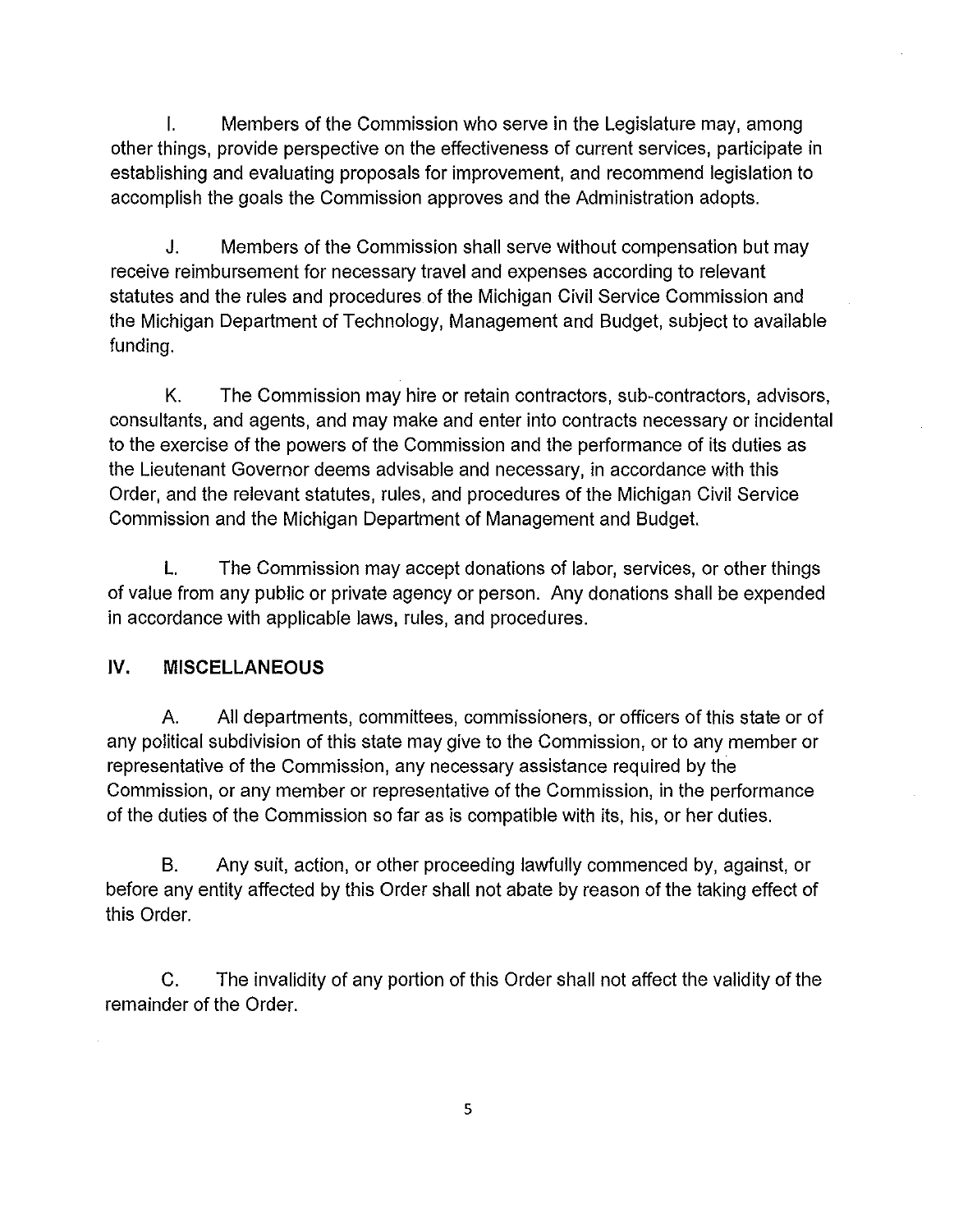I. Members of the Commission who serve in the Legislature may, among other things, provide perspective on the effectiveness of current services, participate in establishing and evaluating proposals for improvement, and recommend legislation to accomplish the goals the Commission approves and the Administration adopts.

J. Members of the Commission shall serve without compensation but may receive reimbursement for necessary travel and expenses according to relevant statutes and the rules and procedures of the Michigan Civil Service Commission and the Michigan Department of Technology, Management and Budget, subject to available funding.

K. The Commission may hire or retain contractors, sub-contractors, advisors, consultants, and agents, and may make and enter into contracts necessary or incidental to the exercise of the powers of the Commission and the performance of its duties as the Lieutenant Governor deems advisable and necessary, in accordance with this Order, and the relevant statutes, rules, and procedures of the Michigan Civil Service Commission and the Michigan Department of Management and Budget.

L. The Commission may accept donations of labor, services, or other things of value from any public or private agency or person. Any donations shall be expended in accordance with applicable laws, rules, and procedures.

## IV. MISCELLANEOUS

A. All departments, committees, commissioners, or officers of this state or of any political subdivision of this state may give to the Commission, or to any member or representative of the Commission, any necessary assistance required by the Commission, or any member or representative of the Commission, in the performance of the duties of the Commission so far as is compatible with its, his, or her duties.

B. Any suit, action, or other proceeding lawfully commenced by, against, or before any entity affected by this Order shall not abate by reason of the taking effect of this Order.

C. The invalidity of any portion of this Order shall not affect the validity of the remainder of the Order.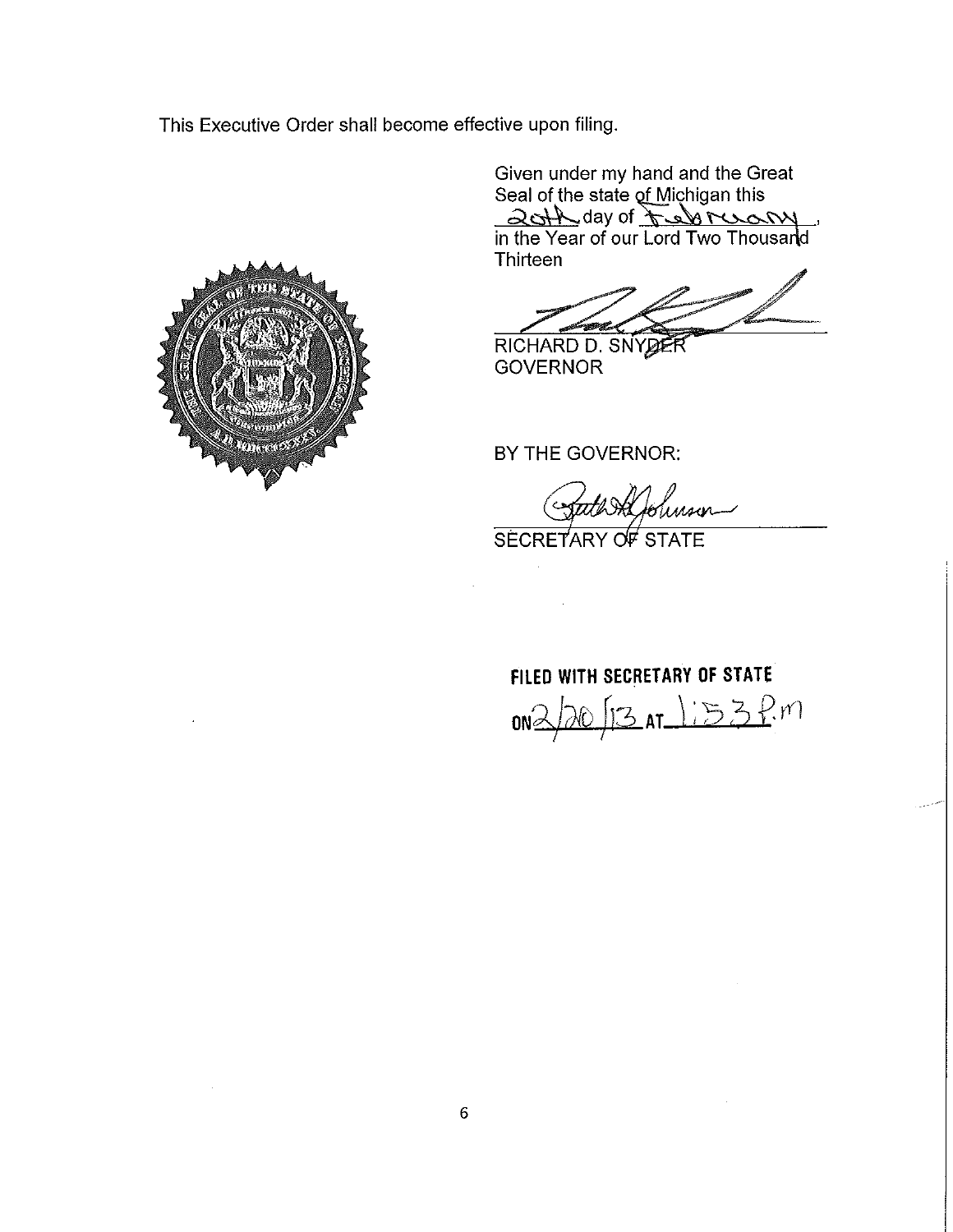This Executive Order shall become effective upon filing.

Given under my hand and the Great Seal of the state of Michigan this 20th day of February, in the Year of our Lord Two Thousand Thirteen

RICHARD D. SNYDER
GOVERNOR

BY THE GOVERNOR:

SECRETARY OF STATE

FILED WITH SECRETARY OF STATE

ON 2/20/13 AT 1:53 P.M